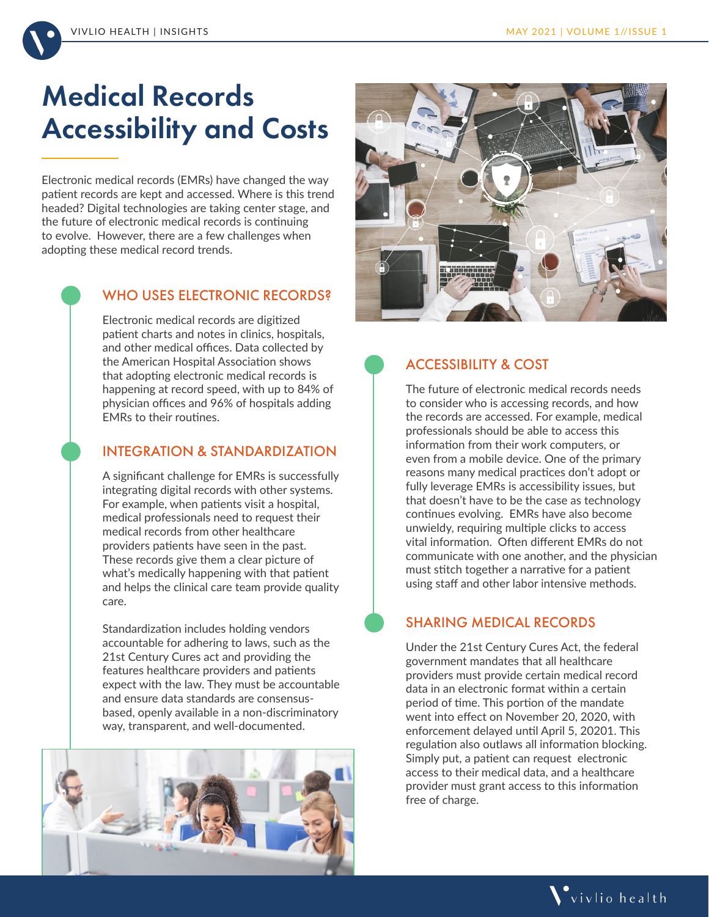# Medical Records Accessibility and Costs

Electronic medical records (EMRs) have changed the way patient records are kept and accessed. Where is this trend headed? Digital technologies are taking center stage, and the future of electronic medical records is continuing to evolve. However, there are a few challenges when adopting these medical record trends.

## WHO USES ELECTRONIC RECORDS?

Electronic medical records are digitized patient charts and notes in clinics, hospitals, and other medical offices. Data collected by the American Hospital Association shows that adopting electronic medical records is happening at record speed, with up to 84% of physician offices and 96% of hospitals adding EMRs to their routines.

## INTEGRATION & STANDARDIZATION

A significant challenge for EMRs is successfully integrating digital records with other systems. For example, when patients visit a hospital, medical professionals need to request their medical records from other healthcare providers patients have seen in the past. These records give them a clear picture of what's medically happening with that patient and helps the clinical care team provide quality care.

Standardization includes holding vendors accountable for adhering to laws, such as the 21st Century Cures act and providing the features healthcare providers and patients expect with the law. They must be accountable and ensure data standards are consensus-based, openly available in a non-discriminatory way, transparent, and well-documented.

## ACCESSIBILITY & COST

The future of electronic medical records needs to consider who is accessing records, and how the records are accessed. For example, medical professionals should be able to access this information from their work computers, or even from a mobile device. One of the primary reasons many medical practices don't adopt or fully leverage EMRs is accessibility issues, but that doesn't have to be the case as technology continues evolving. EMRs have also become unwieldy, requiring multiple clicks to access vital information. Often different EMRs do not communicate with one another, and the physician must stitch together a narrative for a patient using staff and other labor intensive methods.

## SHARING MEDICAL RECORDS

Under the 21st Century Cures Act, the federal government mandates that all healthcare providers must provide certain medical record data in an electronic format within a certain period of time. This portion of the mandate went into effect on November 20, 2020, with enforcement delayed until April 5, 20201. This regulation also outlaws all information blocking. Simply put, a patient can request electronic access to their medical data, and a healthcare provider must grant access to this information free of charge.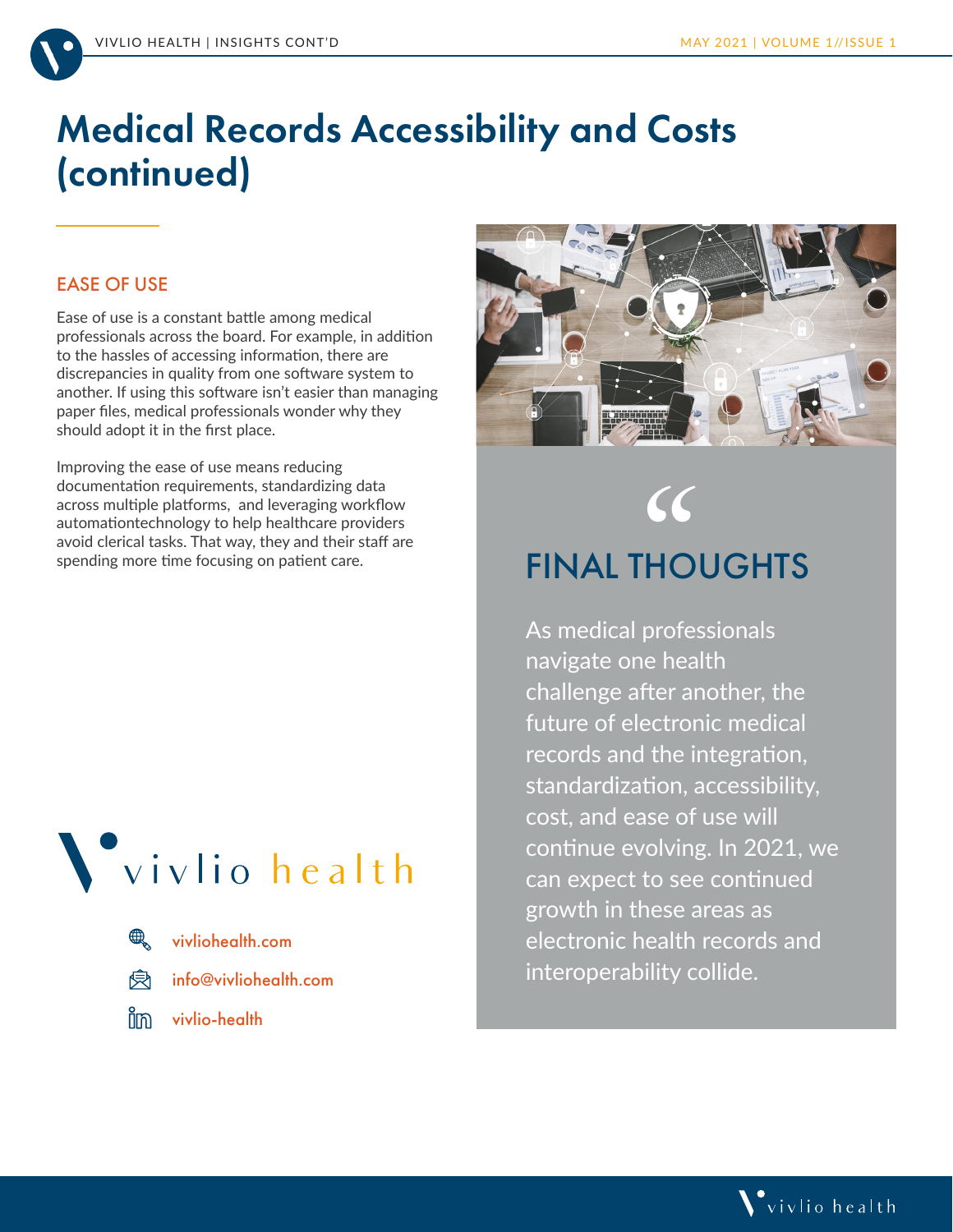# Medical Records Accessibility and Costs (continued)

## EASE OF USE

Ease of use is a constant battle among medical professionals across the board. For example, in addition to the hassles of accessing information, there are discrepancies in quality from one software system to another. If using this software isn't easier than managing paper files, medical professionals wonder why they should adopt it in the first place.

Improving the ease of use means reducing documentation requirements, standardizing data across multiple platforms, and leveraging workflow automationtechnology to help healthcare providers avoid clerical tasks. That way, they and their staff are spending more time focusing on patient care.

## FINAL THOUGHTS

As medical professionals navigate one health challenge after another, the future of electronic medical records and the integration, standardization, accessibility, cost, and ease of use will continue evolving. In 2021, we can expect to see continued growth in these areas as electronic health records and interoperability collide.

vivlio health

vivliohealth.com

info@vivliohealth.com

vivlio-health